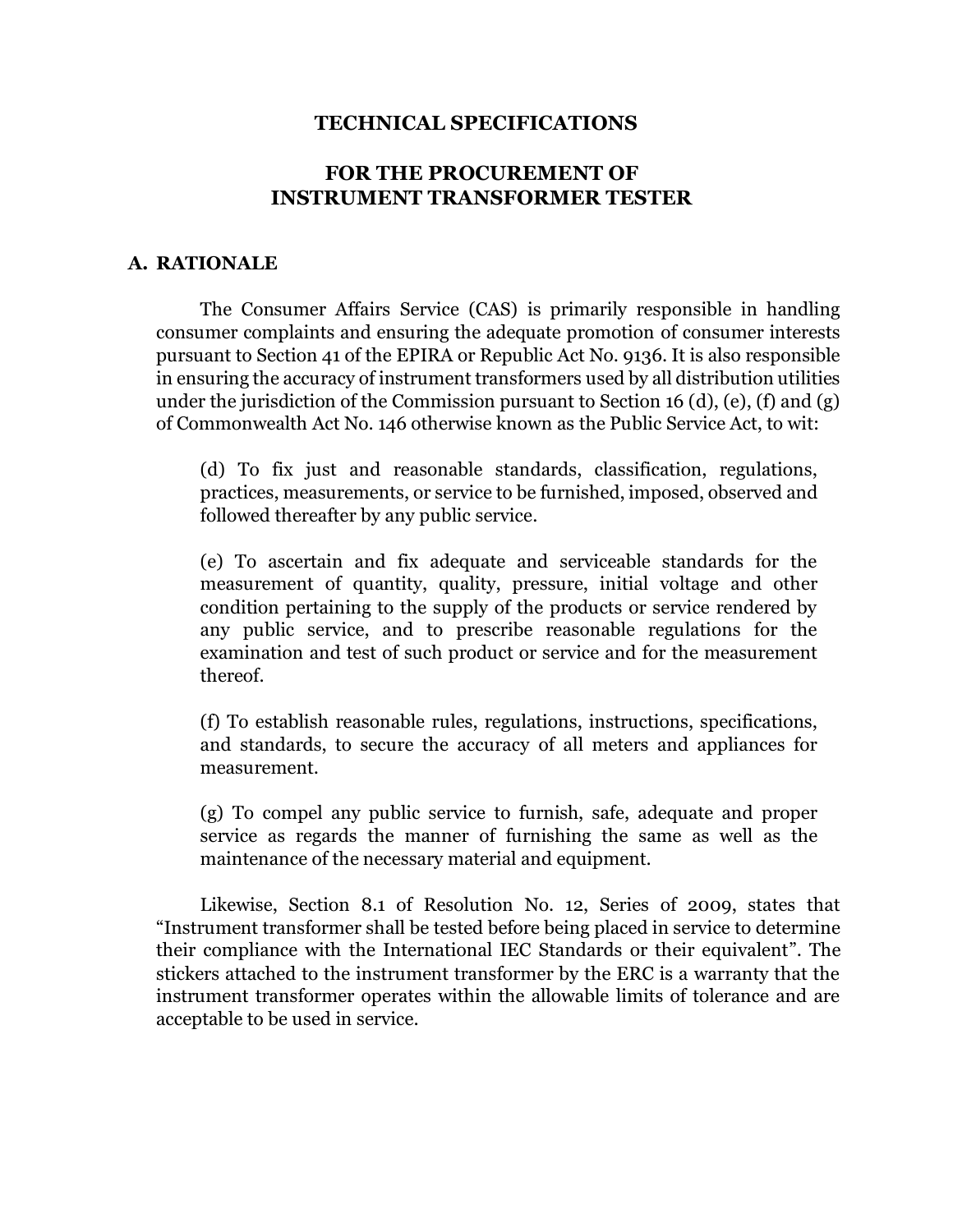# TECHNICAL SPECIFICATIONS

# FOR THE PROCUREMENT OF INSTRUMENT TRANSFORMER TESTER

## A. RATIONALE

The Consumer Affairs Service (CAS) is primarily responsible in handling consumer complaints and ensuring the adequate promotion of consumer interests pursuant to Section 41 of the EPIRA or Republic Act No. 9136. It is also responsible in ensuring the accuracy of instrument transformers used by all distribution utilities under the jurisdiction of the Commission pursuant to Section 16 (d), (e), (f) and (g) of Commonwealth Act No. 146 otherwise known as the Public Service Act, to wit:

> (d) To fix just and reasonable standards, classification, regulations, practices, measurements, or service to be furnished, imposed, observed and followed thereafter by any public service.
>
> (e) To ascertain and fix adequate and serviceable standards for the measurement of quantity, quality, pressure, initial voltage and other condition pertaining to the supply of the products or service rendered by any public service, and to prescribe reasonable regulations for the examination and test of such product or service and for the measurement thereof.
>
> (f) To establish reasonable rules, regulations, instructions, specifications, and standards, to secure the accuracy of all meters and appliances for measurement.
>
> (g) To compel any public service to furnish, safe, adequate and proper service as regards the manner of furnishing the same as well as the maintenance of the necessary material and equipment.

Likewise, Section 8.1 of Resolution No. 12, Series of 2009, states that "Instrument transformer shall be tested before being placed in service to determine their compliance with the International IEC Standards or their equivalent". The stickers attached to the instrument transformer by the ERC is a warranty that the instrument transformer operates within the allowable limits of tolerance and are acceptable to be used in service.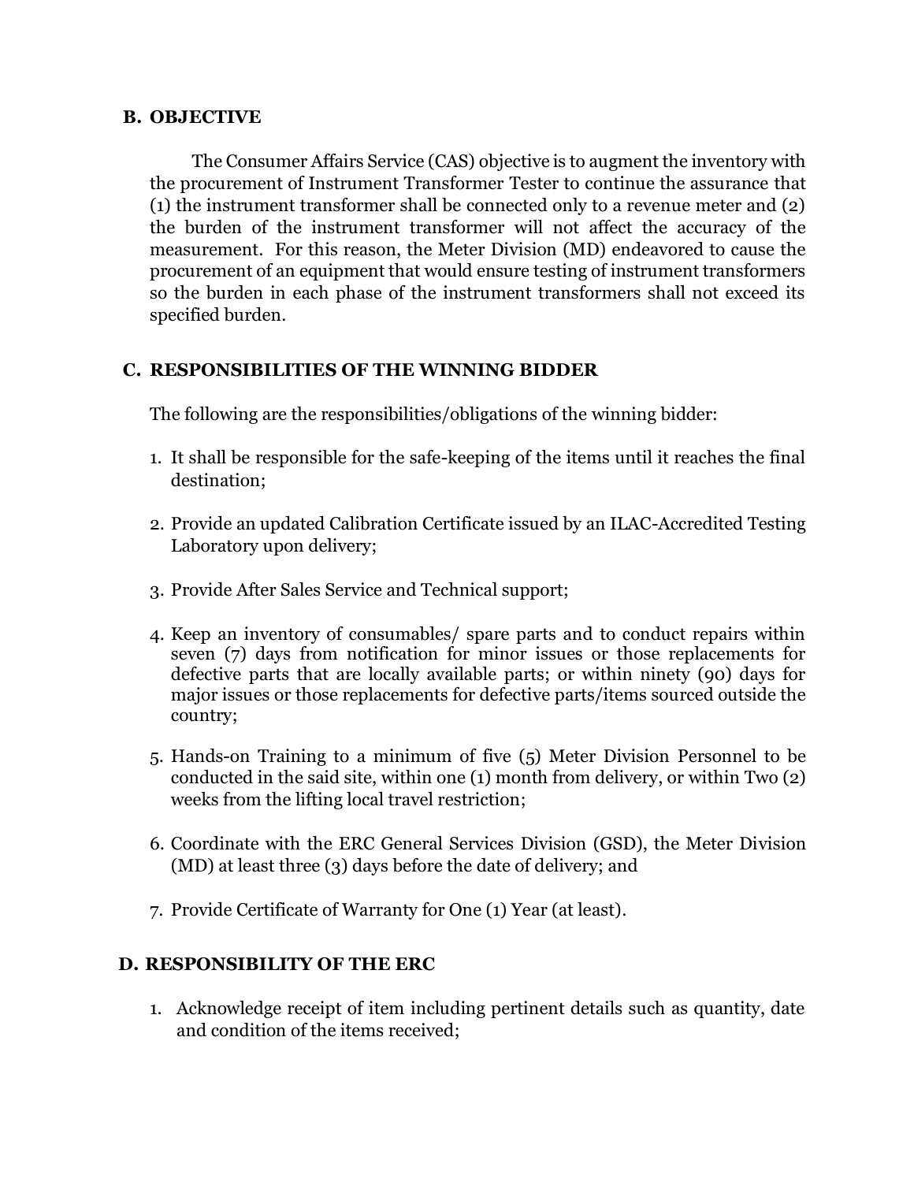## B. OBJECTIVE

The Consumer Affairs Service (CAS) objective is to augment the inventory with the procurement of Instrument Transformer Tester to continue the assurance that (1) the instrument transformer shall be connected only to a revenue meter and (2) the burden of the instrument transformer will not affect the accuracy of the measurement. For this reason, the Meter Division (MD) endeavored to cause the procurement of an equipment that would ensure testing of instrument transformers so the burden in each phase of the instrument transformers shall not exceed its specified burden.

## C. RESPONSIBILITIES OF THE WINNING BIDDER

The following are the responsibilities/obligations of the winning bidder:

1. It shall be responsible for the safe-keeping of the items until it reaches the final destination;

2. Provide an updated Calibration Certificate issued by an ILAC-Accredited Testing Laboratory upon delivery;

3. Provide After Sales Service and Technical support;

4. Keep an inventory of consumables/ spare parts and to conduct repairs within seven (7) days from notification for minor issues or those replacements for defective parts that are locally available parts; or within ninety (90) days for major issues or those replacements for defective parts/items sourced outside the country;

5. Hands-on Training to a minimum of five (5) Meter Division Personnel to be conducted in the said site, within one (1) month from delivery, or within Two (2) weeks from the lifting local travel restriction;

6. Coordinate with the ERC General Services Division (GSD), the Meter Division (MD) at least three (3) days before the date of delivery; and

7. Provide Certificate of Warranty for One (1) Year (at least).

## D. RESPONSIBILITY OF THE ERC

1. Acknowledge receipt of item including pertinent details such as quantity, date and condition of the items received;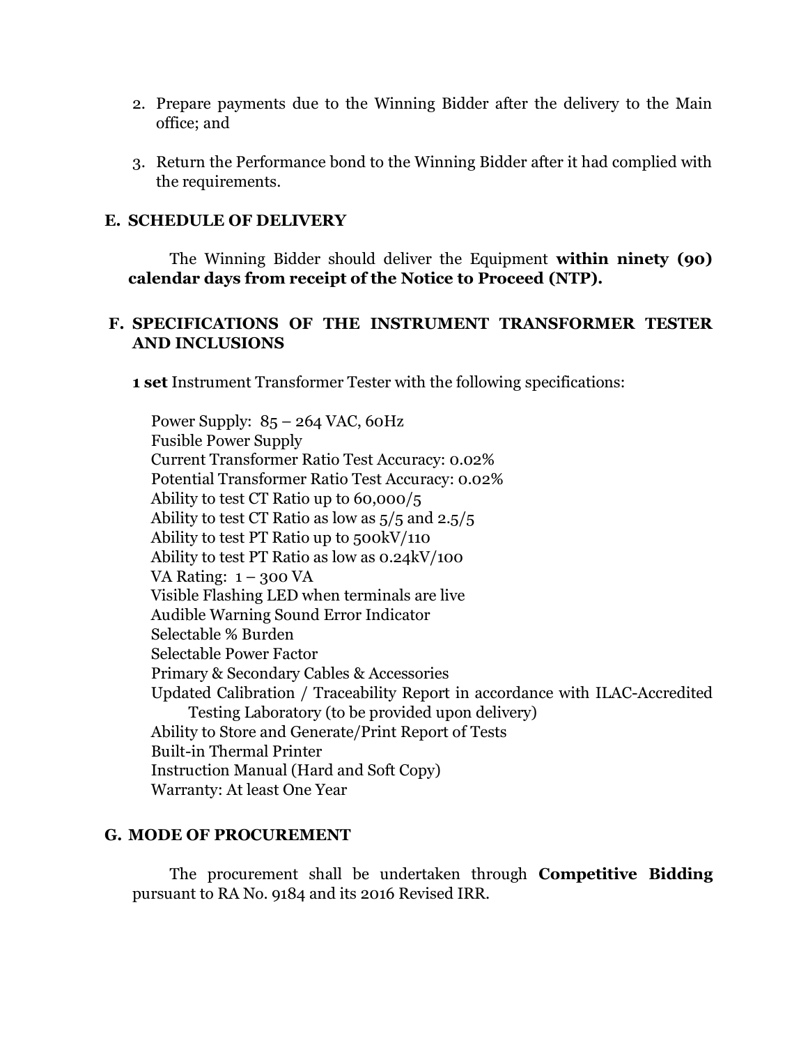2. Prepare payments due to the Winning Bidder after the delivery to the Main office; and

3. Return the Performance bond to the Winning Bidder after it had complied with the requirements.

## E. SCHEDULE OF DELIVERY

The Winning Bidder should deliver the Equipment **within ninety (90) calendar days from receipt of the Notice to Proceed (NTP).**

## F. SPECIFICATIONS OF THE INSTRUMENT TRANSFORMER TESTER AND INCLUSIONS

**1 set** Instrument Transformer Tester with the following specifications:

Power Supply: 85 – 264 VAC, 60Hz
Fusible Power Supply
Current Transformer Ratio Test Accuracy: 0.02%
Potential Transformer Ratio Test Accuracy: 0.02%
Ability to test CT Ratio up to 60,000/5
Ability to test CT Ratio as low as 5/5 and 2.5/5
Ability to test PT Ratio up to 500kV/110
Ability to test PT Ratio as low as 0.24kV/100
VA Rating: 1 – 300 VA
Visible Flashing LED when terminals are live
Audible Warning Sound Error Indicator
Selectable % Burden
Selectable Power Factor
Primary & Secondary Cables & Accessories
Updated Calibration / Traceability Report in accordance with ILAC-Accredited Testing Laboratory (to be provided upon delivery)
Ability to Store and Generate/Print Report of Tests
Built-in Thermal Printer
Instruction Manual (Hard and Soft Copy)
Warranty: At least One Year

## G. MODE OF PROCUREMENT

The procurement shall be undertaken through **Competitive Bidding** pursuant to RA No. 9184 and its 2016 Revised IRR.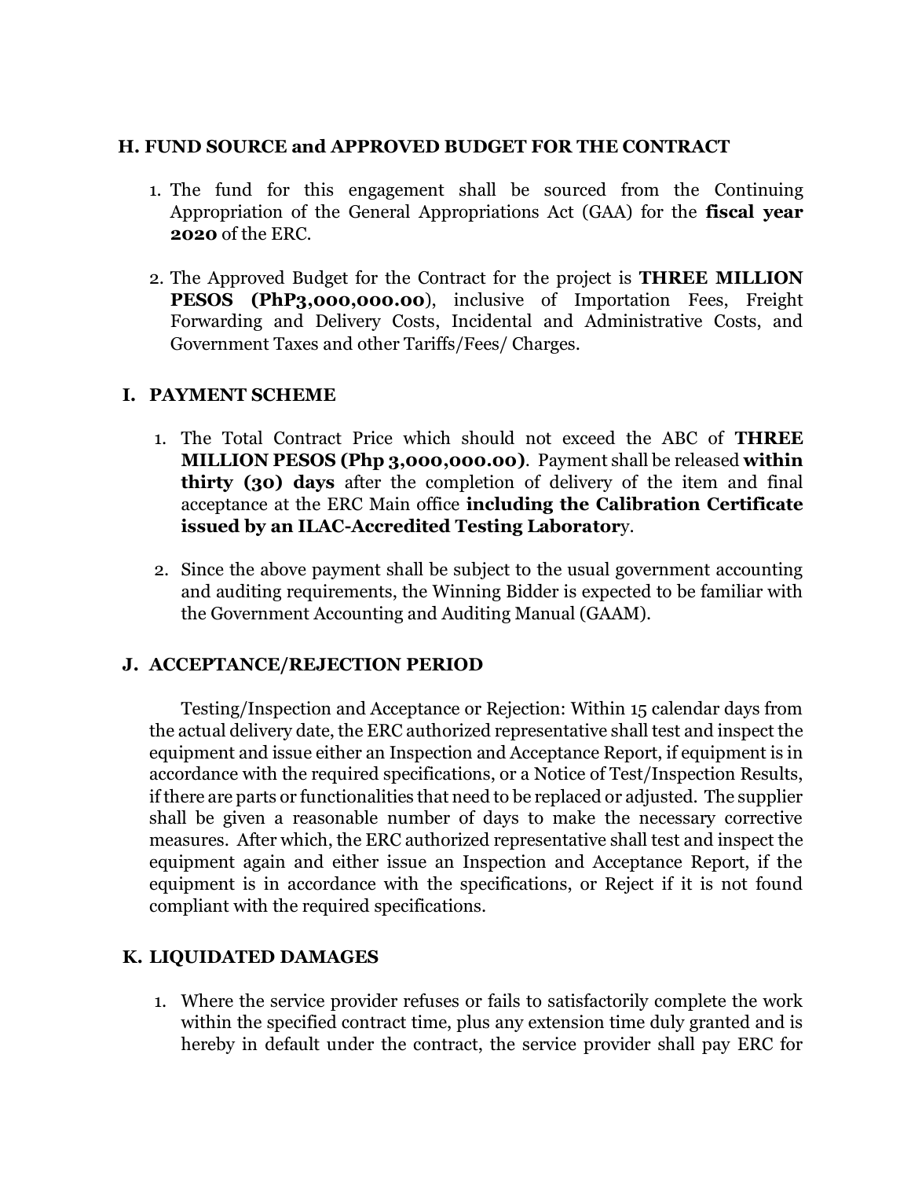## H. FUND SOURCE and APPROVED BUDGET FOR THE CONTRACT

1. The fund for this engagement shall be sourced from the Continuing Appropriation of the General Appropriations Act (GAA) for the **fiscal year 2020** of the ERC.

2. The Approved Budget for the Contract for the project is **THREE MILLION PESOS (PhP3,000,000.00**), inclusive of Importation Fees, Freight Forwarding and Delivery Costs, Incidental and Administrative Costs, and Government Taxes and other Tariffs/Fees/ Charges.

## I. PAYMENT SCHEME

1. The Total Contract Price which should not exceed the ABC of **THREE MILLION PESOS (Php 3,000,000.00)**. Payment shall be released **within thirty (30) days** after the completion of delivery of the item and final acceptance at the ERC Main office **including the Calibration Certificate issued by an ILAC-Accredited Testing Laborator**y.

2. Since the above payment shall be subject to the usual government accounting and auditing requirements, the Winning Bidder is expected to be familiar with the Government Accounting and Auditing Manual (GAAM).

## J. ACCEPTANCE/REJECTION PERIOD

Testing/Inspection and Acceptance or Rejection: Within 15 calendar days from the actual delivery date, the ERC authorized representative shall test and inspect the equipment and issue either an Inspection and Acceptance Report, if equipment is in accordance with the required specifications, or a Notice of Test/Inspection Results, if there are parts or functionalities that need to be replaced or adjusted. The supplier shall be given a reasonable number of days to make the necessary corrective measures. After which, the ERC authorized representative shall test and inspect the equipment again and either issue an Inspection and Acceptance Report, if the equipment is in accordance with the specifications, or Reject if it is not found compliant with the required specifications.

## K. LIQUIDATED DAMAGES

1. Where the service provider refuses or fails to satisfactorily complete the work within the specified contract time, plus any extension time duly granted and is hereby in default under the contract, the service provider shall pay ERC for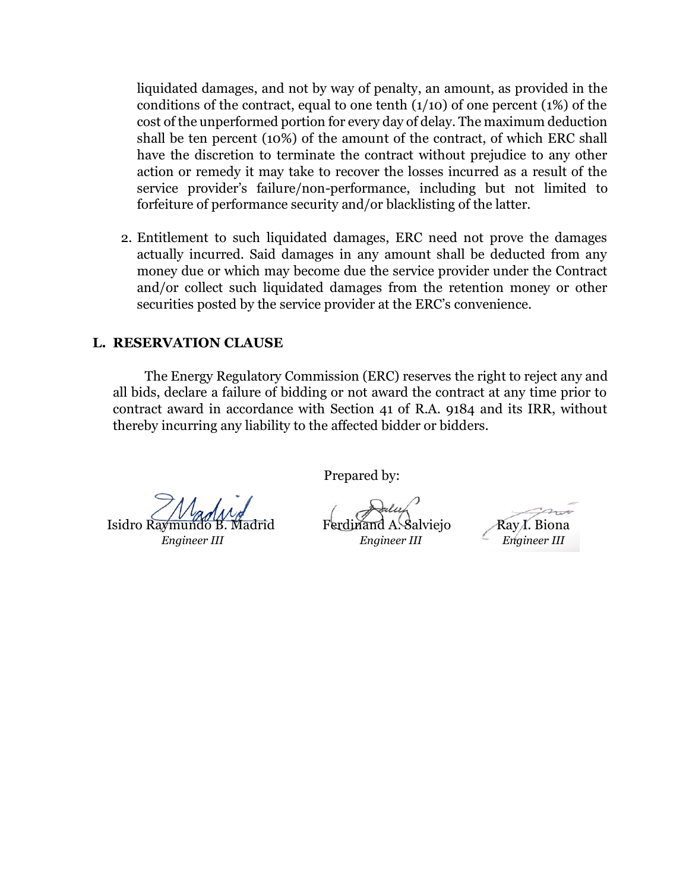liquidated damages, and not by way of penalty, an amount, as provided in the conditions of the contract, equal to one tenth (1/10) of one percent (1%) of the cost of the unperformed portion for every day of delay. The maximum deduction shall be ten percent (10%) of the amount of the contract, of which ERC shall have the discretion to terminate the contract without prejudice to any other action or remedy it may take to recover the losses incurred as a result of the service provider's failure/non-performance, including but not limited to forfeiture of performance security and/or blacklisting of the latter.

2. Entitlement to such liquidated damages, ERC need not prove the damages actually incurred. Said damages in any amount shall be deducted from any money due or which may become due the service provider under the Contract and/or collect such liquidated damages from the retention money or other securities posted by the service provider at the ERC's convenience.

## L. RESERVATION CLAUSE

The Energy Regulatory Commission (ERC) reserves the right to reject any and all bids, declare a failure of bidding or not award the contract at any time prior to contract award in accordance with Section 41 of R.A. 9184 and its IRR, without thereby incurring any liability to the affected bidder or bidders.

Prepared by:

| | | |
|---|---|---|
| Isidro Raymundo B. Madrid | Ferdinand A. Salviejo | Ray I. Biona |
| *Engineer III* | *Engineer III* | *Engineer III* |